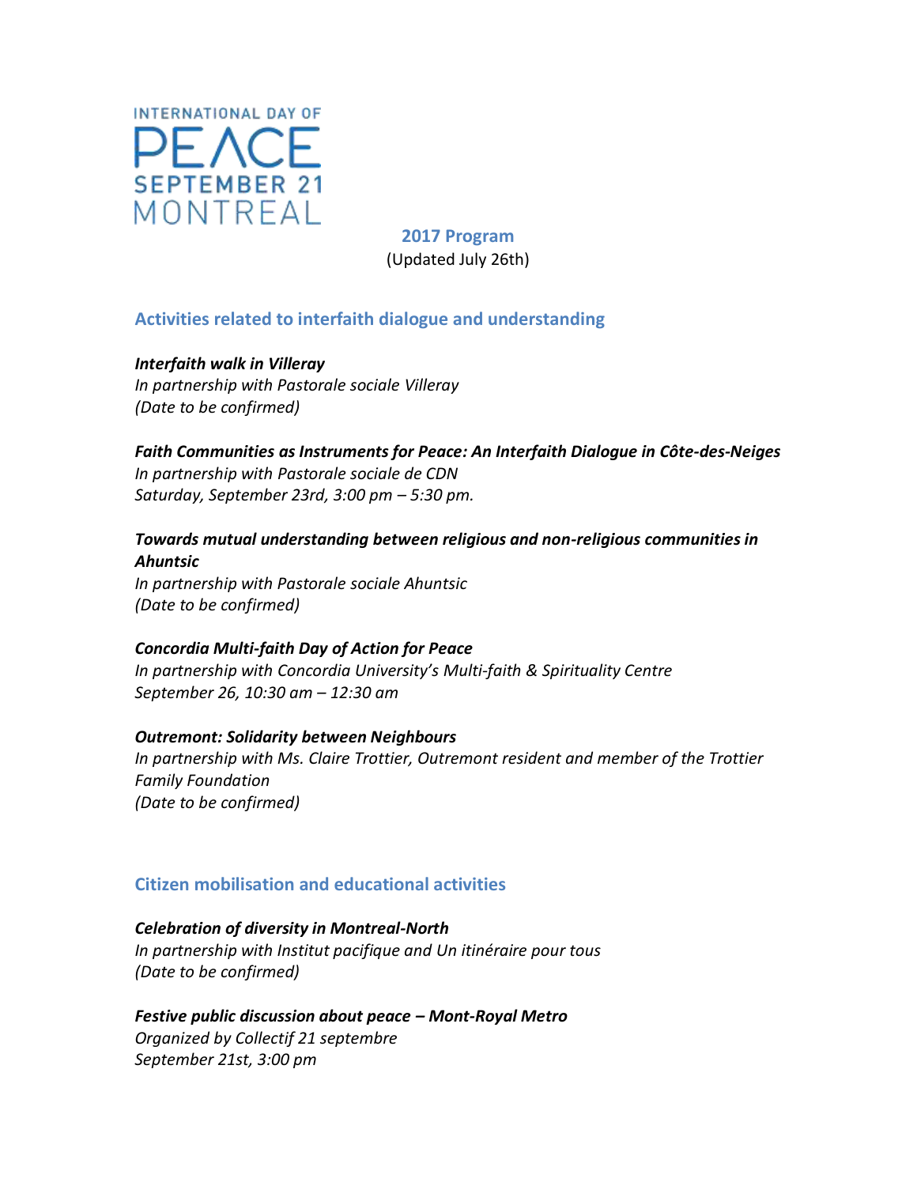INTERNATIONAL DAY OF
PEACE
SEPTEMBER 21
MONTREAL

# 2017 Program

(Updated July 26th)

## Activities related to interfaith dialogue and understanding

***Interfaith walk in Villeray***
*In partnership with Pastorale sociale Villeray*
*(Date to be confirmed)*

***Faith Communities as Instruments for Peace: An Interfaith Dialogue in Côte-des-Neiges***
*In partnership with Pastorale sociale de CDN*
*Saturday, September 23rd, 3:00 pm – 5:30 pm.*

***Towards mutual understanding between religious and non-religious communities in Ahuntsic***
*In partnership with Pastorale sociale Ahuntsic*
*(Date to be confirmed)*

***Concordia Multi-faith Day of Action for Peace***
*In partnership with Concordia University's Multi-faith & Spirituality Centre*
*September 26, 10:30 am – 12:30 am*

***Outremont: Solidarity between Neighbours***
*In partnership with Ms. Claire Trottier, Outremont resident and member of the Trottier Family Foundation*
*(Date to be confirmed)*

## Citizen mobilisation and educational activities

***Celebration of diversity in Montreal-North***
*In partnership with Institut pacifique and Un itinéraire pour tous*
*(Date to be confirmed)*

***Festive public discussion about peace – Mont-Royal Metro***
*Organized by Collectif 21 septembre*
*September 21st, 3:00 pm*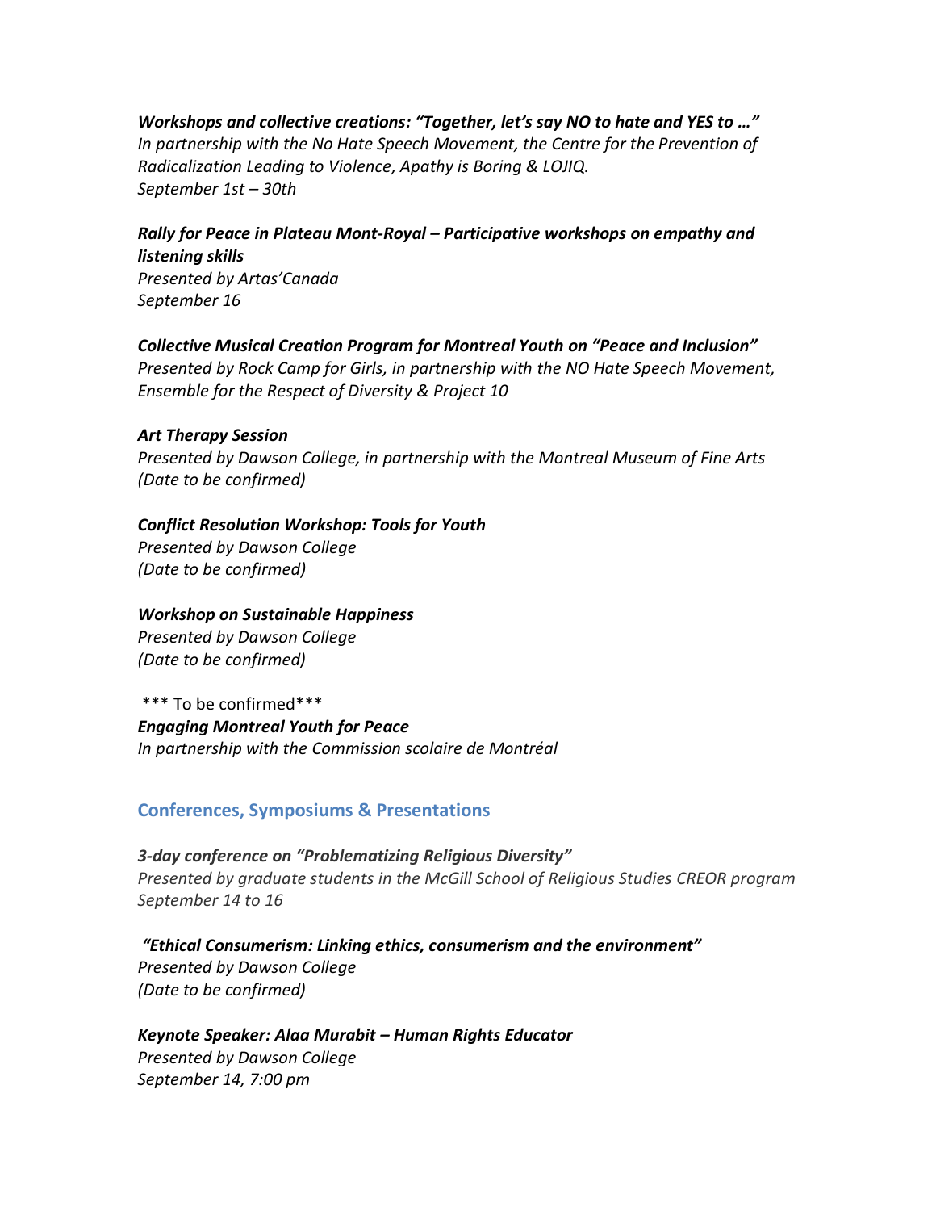***Workshops and collective creations: "Together, let's say NO to hate and YES to …"***
*In partnership with the No Hate Speech Movement, the Centre for the Prevention of Radicalization Leading to Violence, Apathy is Boring & LOJIQ.*
*September 1st – 30th*

***Rally for Peace in Plateau Mont-Royal – Participative workshops on empathy and listening skills***
*Presented by Artas'Canada*
*September 16*

***Collective Musical Creation Program for Montreal Youth on "Peace and Inclusion"***
*Presented by Rock Camp for Girls, in partnership with the NO Hate Speech Movement, Ensemble for the Respect of Diversity & Project 10*

***Art Therapy Session***
*Presented by Dawson College, in partnership with the Montreal Museum of Fine Arts*
*(Date to be confirmed)*

***Conflict Resolution Workshop: Tools for Youth***
*Presented by Dawson College*
*(Date to be confirmed)*

***Workshop on Sustainable Happiness***
*Presented by Dawson College*
*(Date to be confirmed)*

*** To be confirmed***
***Engaging Montreal Youth for Peace***
*In partnership with the Commission scolaire de Montréal*

## Conferences, Symposiums & Presentations

***3-day conference on "Problematizing Religious Diversity"***
*Presented by graduate students in the McGill School of Religious Studies CREOR program*
*September 14 to 16*

***"Ethical Consumerism: Linking ethics, consumerism and the environment"***
*Presented by Dawson College*
*(Date to be confirmed)*

***Keynote Speaker: Alaa Murabit – Human Rights Educator***
*Presented by Dawson College*
*September 14, 7:00 pm*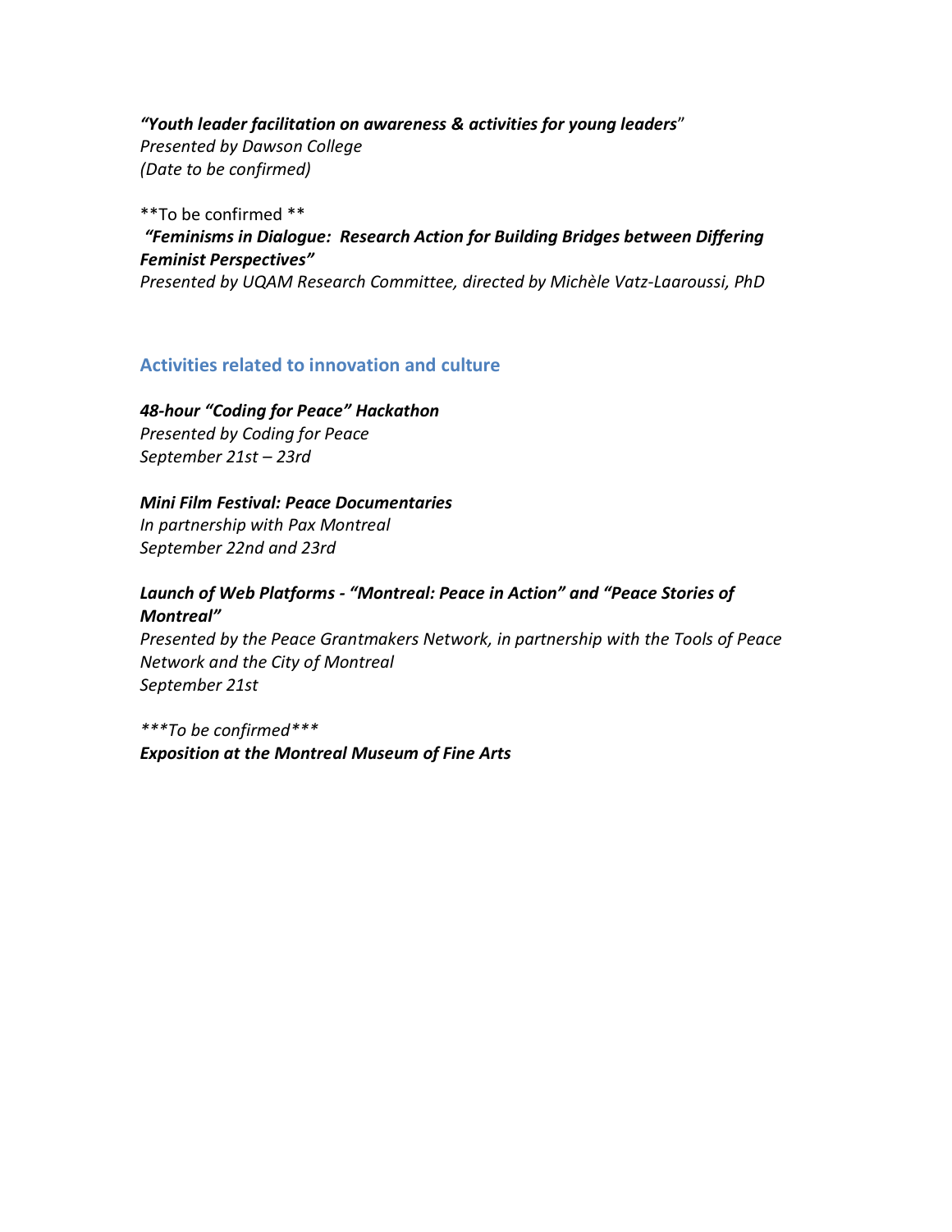***"Youth leader facilitation on awareness & activities for young leaders*"**
*Presented by Dawson College*
*(Date to be confirmed)*

**To be confirmed **
***"Feminisms in Dialogue: Research Action for Building Bridges between Differing Feminist Perspectives"***
*Presented by UQAM Research Committee, directed by Michèle Vatz-Laaroussi, PhD*

## Activities related to innovation and culture

***48-hour "Coding for Peace" Hackathon***
*Presented by Coding for Peace*
*September 21st – 23rd*

***Mini Film Festival: Peace Documentaries***
*In partnership with Pax Montreal*
*September 22nd and 23rd*

***Launch of Web Platforms - "Montreal: Peace in Action" and "Peace Stories of Montreal"***
*Presented by the Peace Grantmakers Network, in partnership with the Tools of Peace Network and the City of Montreal*
*September 21st*

****To be confirmed****
***Exposition at the Montreal Museum of Fine Arts***